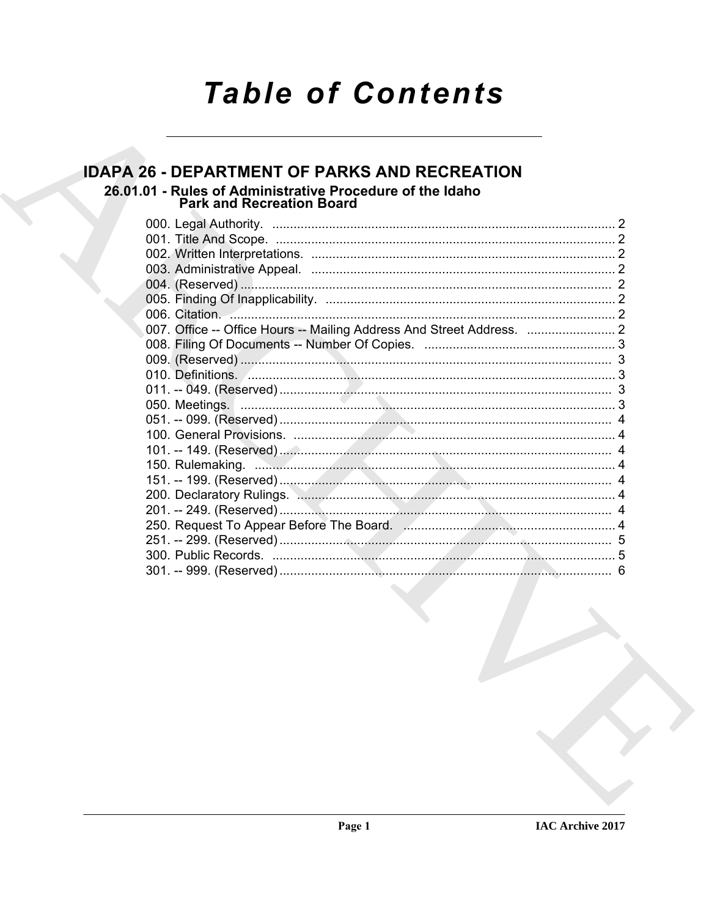# Table of Contents

## IDAPA 26 - DEPARTMENT OF PARKS AND RECREATION

### 26.01.01 - Rules of Administrative Procedure of the Idaho Park and Recreation Board

000. Legal Authority. ........................................................................................... 2
001. Title And Scope. ........................................................................................... 2
002. Written Interpretations. ................................................................................ 2
003. Administrative Appeal. ................................................................................ 2
004. (Reserved) ................................................................................................... 2
005. Finding Of Inapplicability. ........................................................................... 2
006. Citation. ....................................................................................................... 2
007. Office -- Office Hours -- Mailing Address And Street Address. ......................... 2
008. Filing Of Documents -- Number Of Copies. ...................................................... 3
009. (Reserved) ................................................................................................... 3
010. Definitions. .................................................................................................. 3
011. -- 049. (Reserved) ........................................................................................ 3
050. Meetings. ..................................................................................................... 3
051. -- 099. (Reserved) ........................................................................................ 4
100. General Provisions. ..................................................................................... 4
101. -- 149. (Reserved) ........................................................................................ 4
150. Rulemaking. ................................................................................................ 4
151. -- 199. (Reserved) ........................................................................................ 4
200. Declaratory Rulings. .................................................................................... 4
201. -- 249. (Reserved) ........................................................................................ 4
250. Request To Appear Before The Board. ............................................................ 4
251. -- 299. (Reserved) ........................................................................................ 5
300. Public Records. ........................................................................................... 5
301. -- 999. (Reserved) ........................................................................................ 6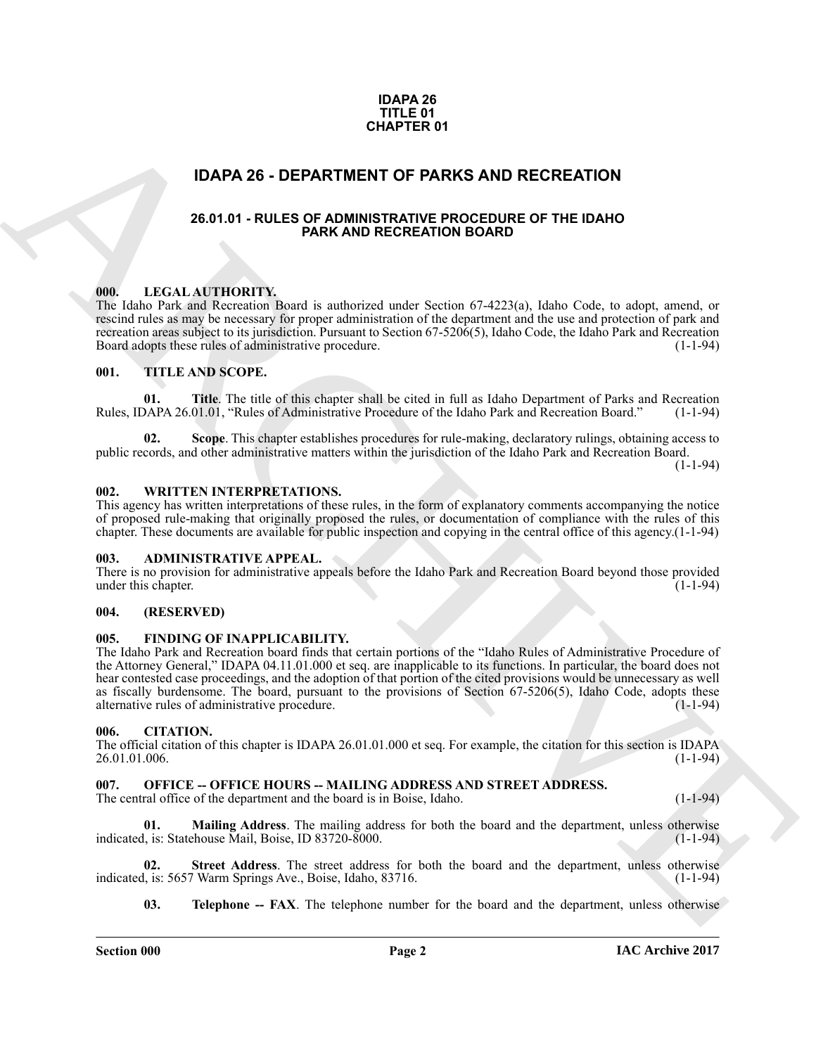**IDAPA 26**
**TITLE 01**
**CHAPTER 01**

# IDAPA 26 - DEPARTMENT OF PARKS AND RECREATION

## 26.01.01 - RULES OF ADMINISTRATIVE PROCEDURE OF THE IDAHO PARK AND RECREATION BOARD

### 000. LEGAL AUTHORITY.

The Idaho Park and Recreation Board is authorized under Section 67-4223(a), Idaho Code, to adopt, amend, or rescind rules as may be necessary for proper administration of the department and the use and protection of park and recreation areas subject to its jurisdiction. Pursuant to Section 67-5206(5), Idaho Code, the Idaho Park and Recreation Board adopts these rules of administrative procedure. (1-1-94)

### 001. TITLE AND SCOPE.

**01. Title**. The title of this chapter shall be cited in full as Idaho Department of Parks and Recreation Rules, IDAPA 26.01.01, "Rules of Administrative Procedure of the Idaho Park and Recreation Board." (1-1-94)

**02. Scope**. This chapter establishes procedures for rule-making, declaratory rulings, obtaining access to public records, and other administrative matters within the jurisdiction of the Idaho Park and Recreation Board. (1-1-94)

### 002. WRITTEN INTERPRETATIONS.

This agency has written interpretations of these rules, in the form of explanatory comments accompanying the notice of proposed rule-making that originally proposed the rules, or documentation of compliance with the rules of this chapter. These documents are available for public inspection and copying in the central office of this agency.(1-1-94)

### 003. ADMINISTRATIVE APPEAL.

There is no provision for administrative appeals before the Idaho Park and Recreation Board beyond those provided under this chapter. (1-1-94)

### 004. (RESERVED)

### 005. FINDING OF INAPPLICABILITY.

The Idaho Park and Recreation board finds that certain portions of the "Idaho Rules of Administrative Procedure of the Attorney General," IDAPA 04.11.01.000 et seq. are inapplicable to its functions. In particular, the board does not hear contested case proceedings, and the adoption of that portion of the cited provisions would be unnecessary as well as fiscally burdensome. The board, pursuant to the provisions of Section 67-5206(5), Idaho Code, adopts these alternative rules of administrative procedure. (1-1-94)

### 006. CITATION.

The official citation of this chapter is IDAPA 26.01.01.000 et seq. For example, the citation for this section is IDAPA 26.01.01.006. (1-1-94)

### 007. OFFICE -- OFFICE HOURS -- MAILING ADDRESS AND STREET ADDRESS.

The central office of the department and the board is in Boise, Idaho. (1-1-94)

**01. Mailing Address**. The mailing address for both the board and the department, unless otherwise indicated, is: Statehouse Mail, Boise, ID 83720-8000. (1-1-94)

**02. Street Address**. The street address for both the board and the department, unless otherwise indicated, is: 5657 Warm Springs Ave., Boise, Idaho, 83716. (1-1-94)

**03. Telephone -- FAX**. The telephone number for the board and the department, unless otherwise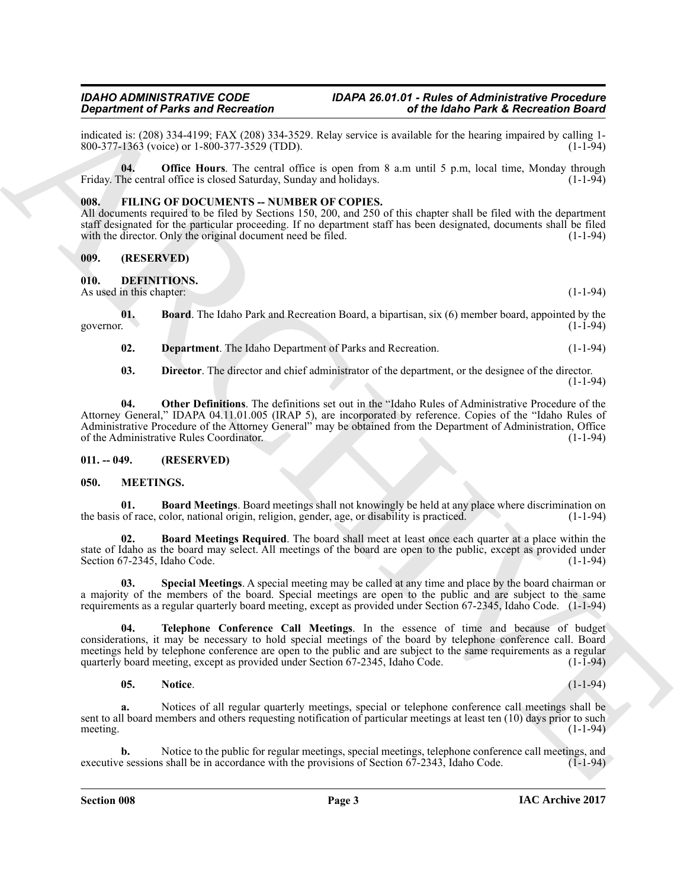indicated is: (208) 334-4199; FAX (208) 334-3529. Relay service is available for the hearing impaired by calling 1-800-377-1363 (voice) or 1-800-377-3529 (TDD). (1-1-94)

**04. Office Hours**. The central office is open from 8 a.m until 5 p.m, local time, Monday through Friday. The central office is closed Saturday, Sunday and holidays. (1-1-94)

### 008. FILING OF DOCUMENTS -- NUMBER OF COPIES.

All documents required to be filed by Sections 150, 200, and 250 of this chapter shall be filed with the department staff designated for the particular proceeding. If no department staff has been designated, documents shall be filed with the director. Only the original document need be filed. (1-1-94)

### 009. (RESERVED)

### 010. DEFINITIONS.

As used in this chapter: (1-1-94)

**01. Board**. The Idaho Park and Recreation Board, a bipartisan, six (6) member board, appointed by the governor. (1-1-94)

**02. Department**. The Idaho Department of Parks and Recreation. (1-1-94)

**03. Director**. The director and chief administrator of the department, or the designee of the director. (1-1-94)

**04. Other Definitions**. The definitions set out in the "Idaho Rules of Administrative Procedure of the Attorney General," IDAPA 04.11.01.005 (IRAP 5), are incorporated by reference. Copies of the "Idaho Rules of Administrative Procedure of the Attorney General" may be obtained from the Department of Administration, Office of the Administrative Rules Coordinator. (1-1-94)

### 011. -- 049. (RESERVED)

### 050. MEETINGS.

**01. Board Meetings**. Board meetings shall not knowingly be held at any place where discrimination on the basis of race, color, national origin, religion, gender, age, or disability is practiced. (1-1-94)

**02. Board Meetings Required**. The board shall meet at least once each quarter at a place within the state of Idaho as the board may select. All meetings of the board are open to the public, except as provided under Section 67-2345, Idaho Code. (1-1-94)

**03. Special Meetings**. A special meeting may be called at any time and place by the board chairman or a majority of the members of the board. Special meetings are open to the public and are subject to the same requirements as a regular quarterly board meeting, except as provided under Section 67-2345, Idaho Code. (1-1-94)

**04. Telephone Conference Call Meetings**. In the essence of time and because of budget considerations, it may be necessary to hold special meetings of the board by telephone conference call. Board meetings held by telephone conference are open to the public and are subject to the same requirements as a regular quarterly board meeting, except as provided under Section 67-2345, Idaho Code. (1-1-94)

**05. Notice**. (1-1-94)

**a.** Notices of all regular quarterly meetings, special or telephone conference call meetings shall be sent to all board members and others requesting notification of particular meetings at least ten (10) days prior to such meeting. (1-1-94)

**b.** Notice to the public for regular meetings, special meetings, telephone conference call meetings, and executive sessions shall be in accordance with the provisions of Section 67-2343, Idaho Code. (1-1-94)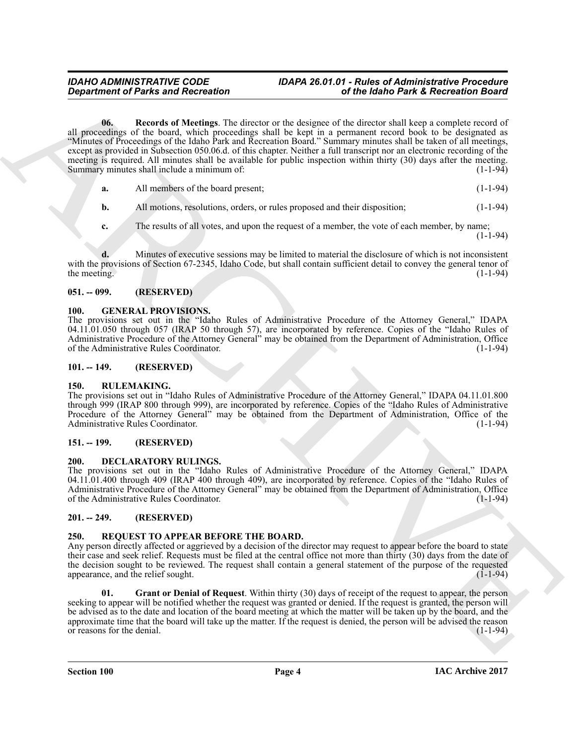**06. Records of Meetings**. The director or the designee of the director shall keep a complete record of all proceedings of the board, which proceedings shall be kept in a permanent record book to be designated as "Minutes of Proceedings of the Idaho Park and Recreation Board." Summary minutes shall be taken of all meetings, except as provided in Subsection 050.06.d. of this chapter. Neither a full transcript nor an electronic recording of the meeting is required. All minutes shall be available for public inspection within thirty (30) days after the meeting. Summary minutes shall include a minimum of: (1-1-94)

**a.** All members of the board present; (1-1-94)

**b.** All motions, resolutions, orders, or rules proposed and their disposition; (1-1-94)

**c.** The results of all votes, and upon the request of a member, the vote of each member, by name; (1-1-94)

**d.** Minutes of executive sessions may be limited to material the disclosure of which is not inconsistent with the provisions of Section 67-2345, Idaho Code, but shall contain sufficient detail to convey the general tenor of the meeting. (1-1-94)

### 051. -- 099. (RESERVED)

### 100. GENERAL PROVISIONS.

The provisions set out in the "Idaho Rules of Administrative Procedure of the Attorney General," IDAPA 04.11.01.050 through 057 (IRAP 50 through 57), are incorporated by reference. Copies of the "Idaho Rules of Administrative Procedure of the Attorney General" may be obtained from the Department of Administration, Office of the Administrative Rules Coordinator. (1-1-94)

### 101. -- 149. (RESERVED)

### 150. RULEMAKING.

The provisions set out in "Idaho Rules of Administrative Procedure of the Attorney General," IDAPA 04.11.01.800 through 999 (IRAP 800 through 999), are incorporated by reference. Copies of the "Idaho Rules of Administrative Procedure of the Attorney General" may be obtained from the Department of Administration, Office of the Administrative Rules Coordinator. (1-1-94)

### 151. -- 199. (RESERVED)

### 200. DECLARATORY RULINGS.

The provisions set out in the "Idaho Rules of Administrative Procedure of the Attorney General," IDAPA 04.11.01.400 through 409 (IRAP 400 through 409), are incorporated by reference. Copies of the "Idaho Rules of Administrative Procedure of the Attorney General" may be obtained from the Department of Administration, Office of the Administrative Rules Coordinator. (1-1-94)

### 201. -- 249. (RESERVED)

### 250. REQUEST TO APPEAR BEFORE THE BOARD.

Any person directly affected or aggrieved by a decision of the director may request to appear before the board to state their case and seek relief. Requests must be filed at the central office not more than thirty (30) days from the date of the decision sought to be reviewed. The request shall contain a general statement of the purpose of the requested appearance, and the relief sought. (1-1-94)

**01. Grant or Denial of Request**. Within thirty (30) days of receipt of the request to appear, the person seeking to appear will be notified whether the request was granted or denied. If the request is granted, the person will be advised as to the date and location of the board meeting at which the matter will be taken up by the board, and the approximate time that the board will take up the matter. If the request is denied, the person will be advised the reason or reasons for the denial. (1-1-94)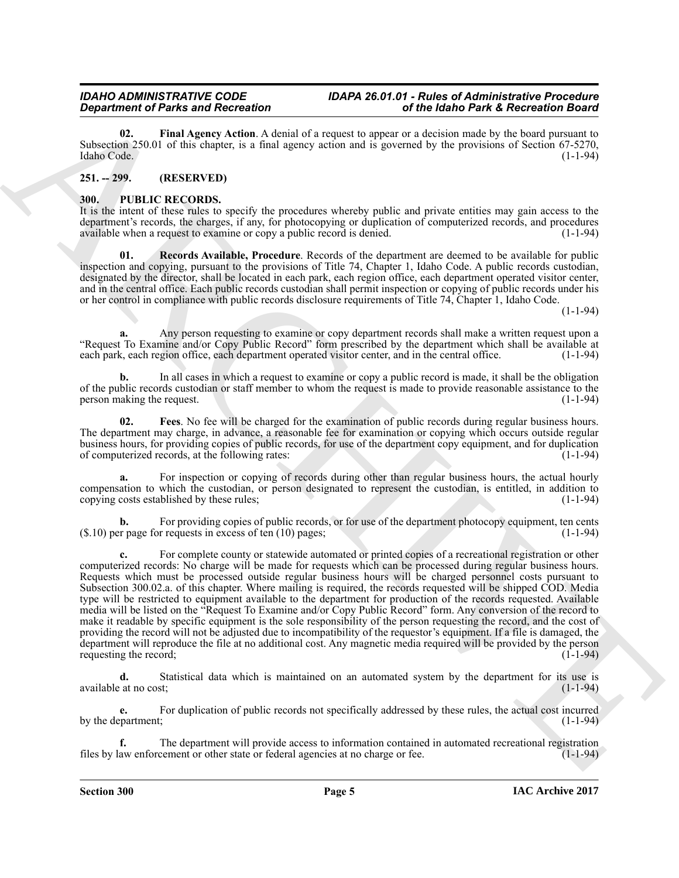**02. Final Agency Action**. A denial of a request to appear or a decision made by the board pursuant to Subsection 250.01 of this chapter, is a final agency action and is governed by the provisions of Section 67-5270, Idaho Code. (1-1-94)

## 251. -- 299. (RESERVED)

## 300. PUBLIC RECORDS.

It is the intent of these rules to specify the procedures whereby public and private entities may gain access to the department's records, the charges, if any, for photocopying or duplication of computerized records, and procedures available when a request to examine or copy a public record is denied. (1-1-94)

**01. Records Available, Procedure**. Records of the department are deemed to be available for public inspection and copying, pursuant to the provisions of Title 74, Chapter 1, Idaho Code. A public records custodian, designated by the director, shall be located in each park, each region office, each department operated visitor center, and in the central office. Each public records custodian shall permit inspection or copying of public records under his or her control in compliance with public records disclosure requirements of Title 74, Chapter 1, Idaho Code. (1-1-94)

**a.** Any person requesting to examine or copy department records shall make a written request upon a "Request To Examine and/or Copy Public Record" form prescribed by the department which shall be available at each park, each region office, each department operated visitor center, and in the central office. (1-1-94)

**b.** In all cases in which a request to examine or copy a public record is made, it shall be the obligation of the public records custodian or staff member to whom the request is made to provide reasonable assistance to the person making the request. (1-1-94)

**02. Fees**. No fee will be charged for the examination of public records during regular business hours. The department may charge, in advance, a reasonable fee for examination or copying which occurs outside regular business hours, for providing copies of public records, for use of the department copy equipment, and for duplication of computerized records, at the following rates: (1-1-94)

**a.** For inspection or copying of records during other than regular business hours, the actual hourly compensation to which the custodian, or person designated to represent the custodian, is entitled, in addition to copying costs established by these rules; (1-1-94)

**b.** For providing copies of public records, or for use of the department photocopy equipment, ten cents ($.10) per page for requests in excess of ten (10) pages; (1-1-94)

**c.** For complete county or statewide automated or printed copies of a recreational registration or other computerized records: No charge will be made for requests which can be processed during regular business hours. Requests which must be processed outside regular business hours will be charged personnel costs pursuant to Subsection 300.02.a. of this chapter. Where mailing is required, the records requested will be shipped COD. Media type will be restricted to equipment available to the department for production of the records requested. Available media will be listed on the "Request To Examine and/or Copy Public Record" form. Any conversion of the record to make it readable by specific equipment is the sole responsibility of the person requesting the record, and the cost of providing the record will not be adjusted due to incompatibility of the requestor's equipment. If a file is damaged, the department will reproduce the file at no additional cost. Any magnetic media required will be provided by the person requesting the record; (1-1-94)

**d.** Statistical data which is maintained on an automated system by the department for its use is available at no cost; (1-1-94)

**e.** For duplication of public records not specifically addressed by these rules, the actual cost incurred by the department; (1-1-94)

**f.** The department will provide access to information contained in automated recreational registration files by law enforcement or other state or federal agencies at no charge or fee. (1-1-94)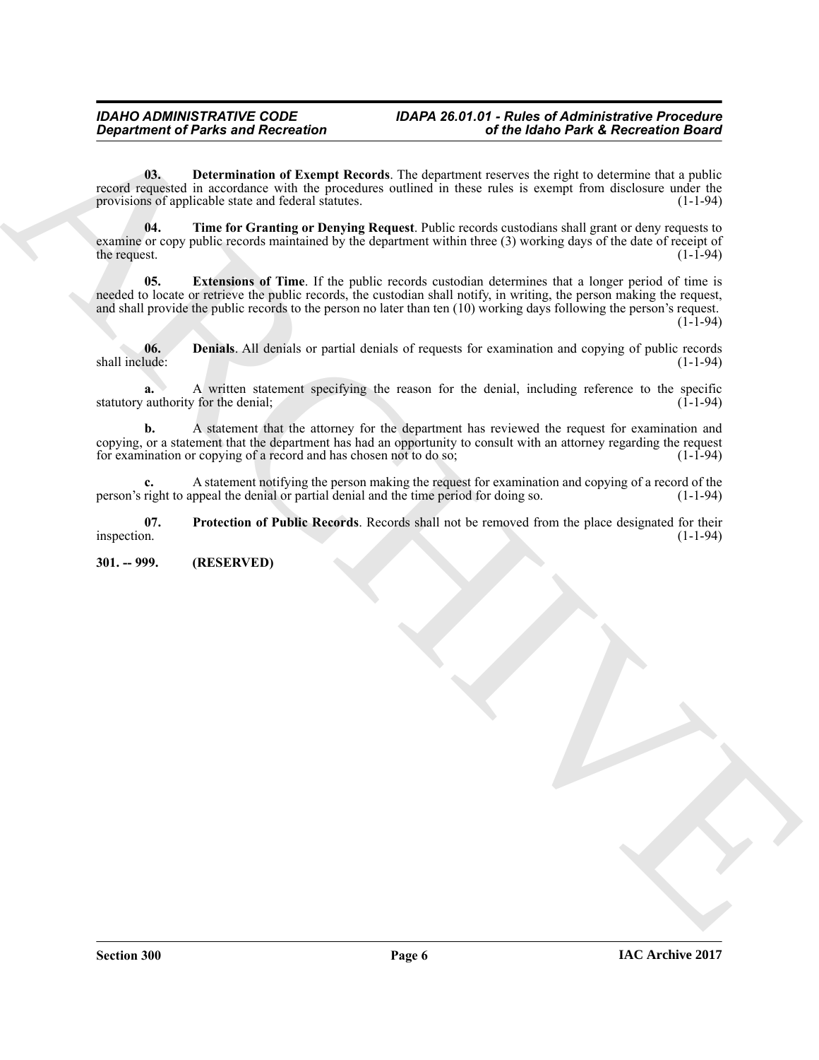**03. Determination of Exempt Records**. The department reserves the right to determine that a public record requested in accordance with the procedures outlined in these rules is exempt from disclosure under the provisions of applicable state and federal statutes. (1-1-94)

**04. Time for Granting or Denying Request**. Public records custodians shall grant or deny requests to examine or copy public records maintained by the department within three (3) working days of the date of receipt of the request. (1-1-94)

**05. Extensions of Time**. If the public records custodian determines that a longer period of time is needed to locate or retrieve the public records, the custodian shall notify, in writing, the person making the request, and shall provide the public records to the person no later than ten (10) working days following the person's request. (1-1-94)

**06. Denials**. All denials or partial denials of requests for examination and copying of public records shall include: (1-1-94)

**a.** A written statement specifying the reason for the denial, including reference to the specific statutory authority for the denial; (1-1-94)

**b.** A statement that the attorney for the department has reviewed the request for examination and copying, or a statement that the department has had an opportunity to consult with an attorney regarding the request for examination or copying of a record and has chosen not to do so; (1-1-94)

**c.** A statement notifying the person making the request for examination and copying of a record of the person's right to appeal the denial or partial denial and the time period for doing so. (1-1-94)

**07. Protection of Public Records**. Records shall not be removed from the place designated for their inspection. (1-1-94)

**301. -- 999. (RESERVED)**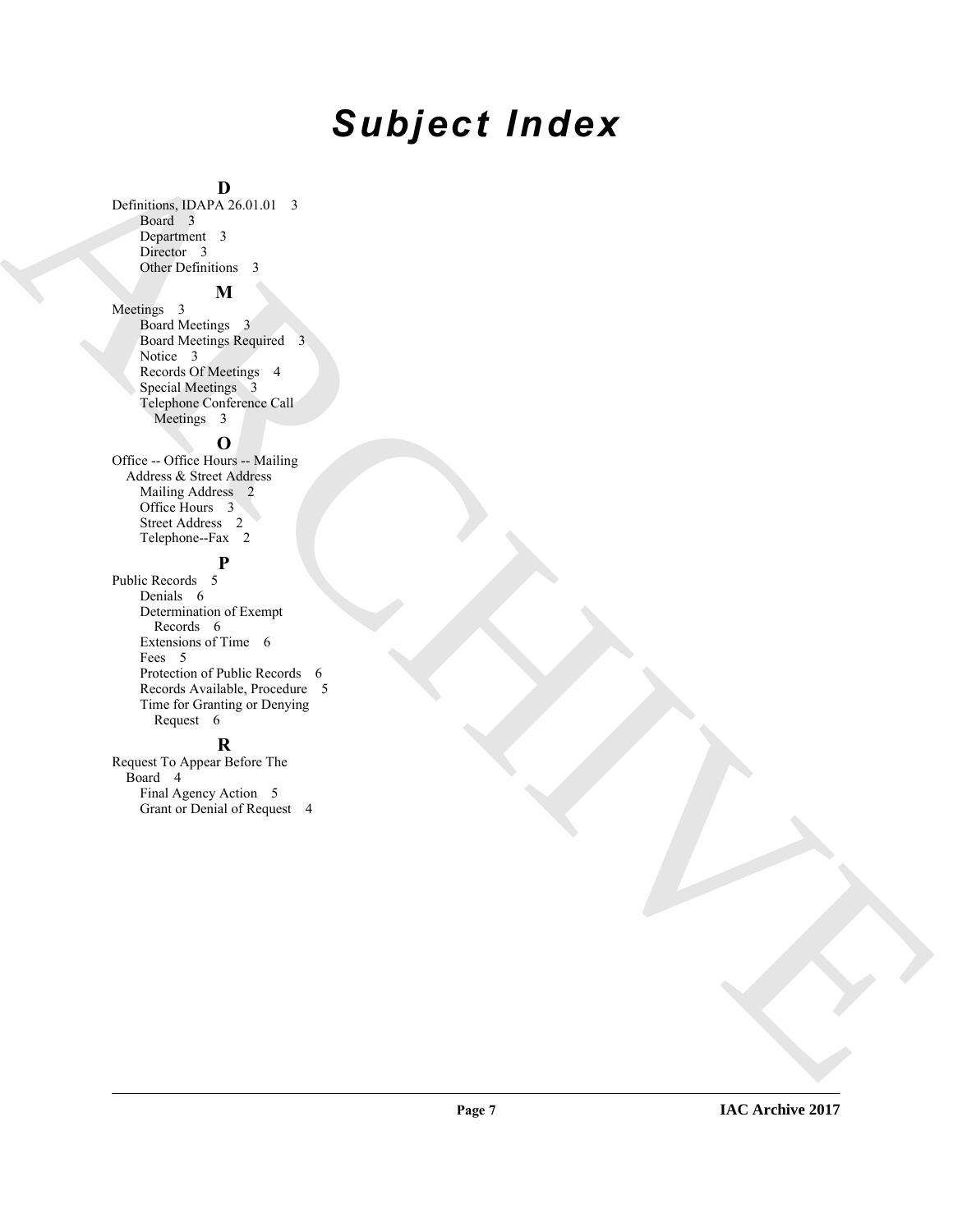# *Subject Index*

**D**

Definitions, IDAPA 26.01.01 3
- Board 3
- Department 3
- Director 3
- Other Definitions 3

**M**

Meetings 3
- Board Meetings 3
- Board Meetings Required 3
- Notice 3
- Records Of Meetings 4
- Special Meetings 3
- Telephone Conference Call Meetings 3

**O**

Office -- Office Hours -- Mailing Address & Street Address
- Mailing Address 2
- Office Hours 3
- Street Address 2
- Telephone--Fax 2

**P**

Public Records 5
- Denials 6
- Determination of Exempt Records 6
- Extensions of Time 6
- Fees 5
- Protection of Public Records 6
- Records Available, Procedure 5
- Time for Granting or Denying Request 6

**R**

Request To Appear Before The Board 4
- Final Agency Action 5
- Grant or Denial of Request 4